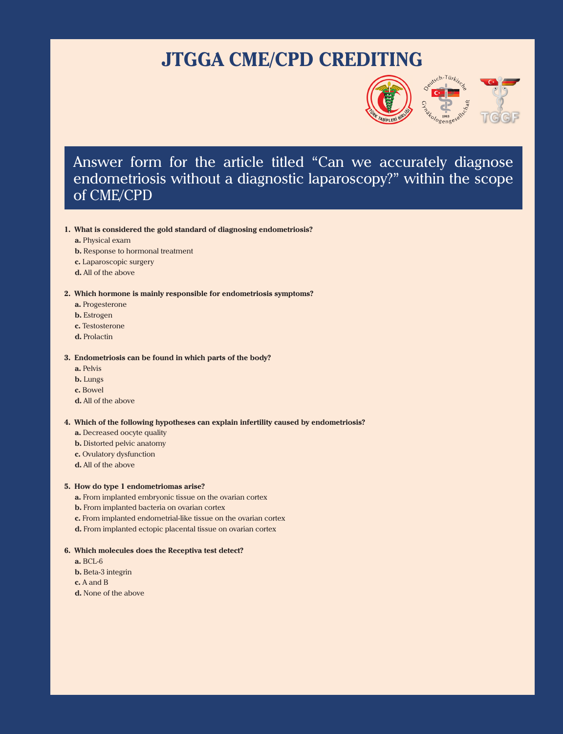# JTGGA CME/CPD CREDITING

## Answer form for the article titled "Can we accurately diagnose endometriosis without a diagnostic laparoscopy?" within the scope of CME/CPD

**1. What is considered the gold standard of diagnosing endometriosis?**

**a.** Physical exam
**b.** Response to hormonal treatment
**c.** Laparoscopic surgery
**d.** All of the above

**2. Which hormone is mainly responsible for endometriosis symptoms?**

**a.** Progesterone
**b.** Estrogen
**c.** Testosterone
**d.** Prolactin

**3. Endometriosis can be found in which parts of the body?**

**a.** Pelvis
**b.** Lungs
**c.** Bowel
**d.** All of the above

**4. Which of the following hypotheses can explain infertility caused by endometriosis?**

**a.** Decreased oocyte quality
**b.** Distorted pelvic anatomy
**c.** Ovulatory dysfunction
**d.** All of the above

**5. How do type 1 endometriomas arise?**

**a.** From implanted embryonic tissue on the ovarian cortex
**b.** From implanted bacteria on ovarian cortex
**c.** From implanted endometrial-like tissue on the ovarian cortex
**d.** From implanted ectopic placental tissue on ovarian cortex

**6. Which molecules does the Receptiva test detect?**

**a.** BCL-6
**b.** Beta-3 integrin
**c.** A and B
**d.** None of the above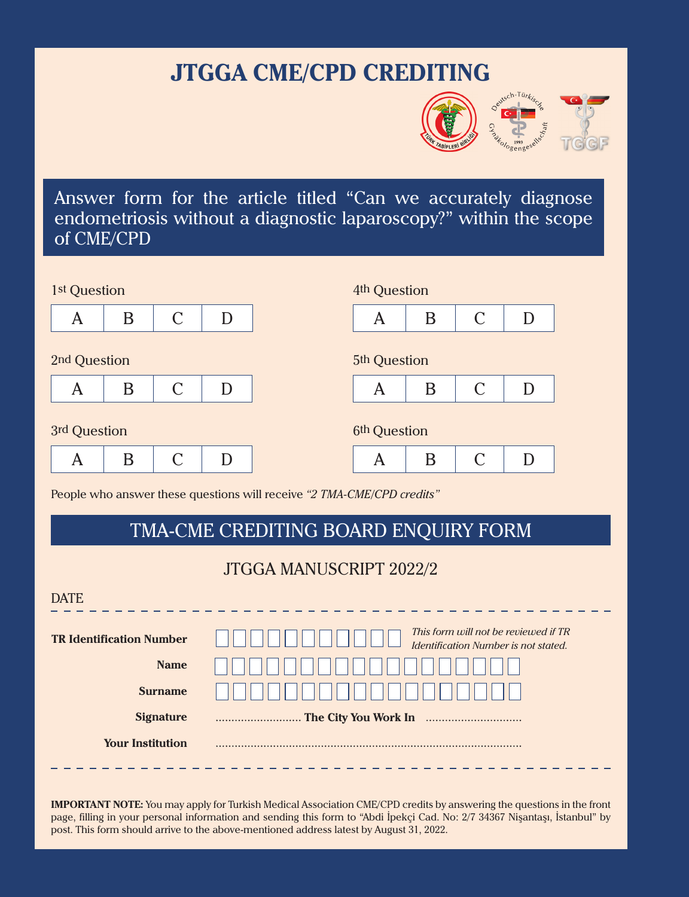# JTGGA CME/CPD CREDITING

Answer form for the article titled "Can we accurately diagnose endometriosis without a diagnostic laparoscopy?" within the scope of CME/CPD

1st Question

| A | B | C | D |
|---|---|---|---|

2nd Question

| A | B | C | D |
|---|---|---|---|

3rd Question

| A | B | C | D |
|---|---|---|---|

4th Question

| A | B | C | D |
|---|---|---|---|

5th Question

| A | B | C | D |
|---|---|---|---|

6th Question

| A | B | C | D |
|---|---|---|---|

People who answer these questions will receive *"2 TMA-CME/CPD credits"*

## TMA-CME CREDITING BOARD ENQUIRY FORM

JTGGA MANUSCRIPT 2022/2

DATE

**TR Identification Number** *This form will not be reviewed if TR Identification Number is not stated.*

**Name**

**Surname**

**Signature** ........................... **The City You Work In** ..............................

**Your Institution** ...............................................................................................

**IMPORTANT NOTE:** You may apply for Turkish Medical Association CME/CPD credits by answering the questions in the front page, filling in your personal information and sending this form to "Abdi İpekçi Cad. No: 2/7 34367 Nişantaşı, İstanbul" by post. This form should arrive to the above-mentioned address latest by August 31, 2022.